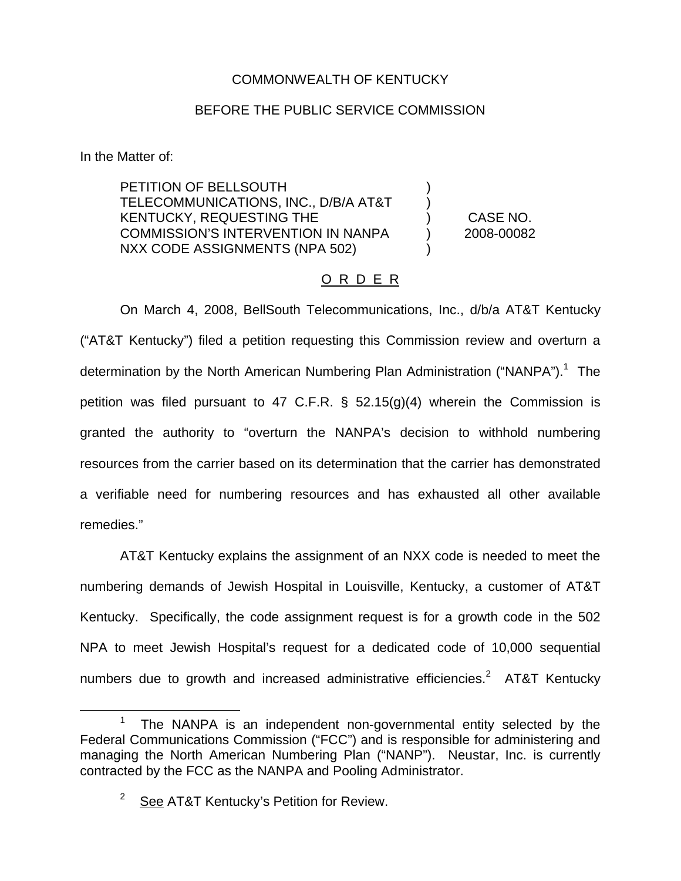COMMONWEALTH OF KENTUCKY

BEFORE THE PUBLIC SERVICE COMMISSION

In the Matter of:

| | | |
|---|---|---|
| PETITION OF BELLSOUTH TELECOMMUNICATIONS, INC., D/B/A AT&T KENTUCKY, REQUESTING THE COMMISSION'S INTERVENTION IN NANPA NXX CODE ASSIGNMENTS (NPA 502) | ) ) ) ) ) | CASE NO. 2008-00082 |

O R D E R

On March 4, 2008, BellSouth Telecommunications, Inc., d/b/a AT&T Kentucky ("AT&T Kentucky") filed a petition requesting this Commission review and overturn a determination by the North American Numbering Plan Administration ("NANPA").[1] The petition was filed pursuant to 47 C.F.R. § 52.15(g)(4) wherein the Commission is granted the authority to "overturn the NANPA's decision to withhold numbering resources from the carrier based on its determination that the carrier has demonstrated a verifiable need for numbering resources and has exhausted all other available remedies."

AT&T Kentucky explains the assignment of an NXX code is needed to meet the numbering demands of Jewish Hospital in Louisville, Kentucky, a customer of AT&T Kentucky. Specifically, the code assignment request is for a growth code in the 502 NPA to meet Jewish Hospital's request for a dedicated code of 10,000 sequential numbers due to growth and increased administrative efficiencies.[2] AT&T Kentucky

[1] The NANPA is an independent non-governmental entity selected by the Federal Communications Commission ("FCC") and is responsible for administering and managing the North American Numbering Plan ("NANP"). Neustar, Inc. is currently contracted by the FCC as the NANPA and Pooling Administrator.

[2] See AT&T Kentucky's Petition for Review.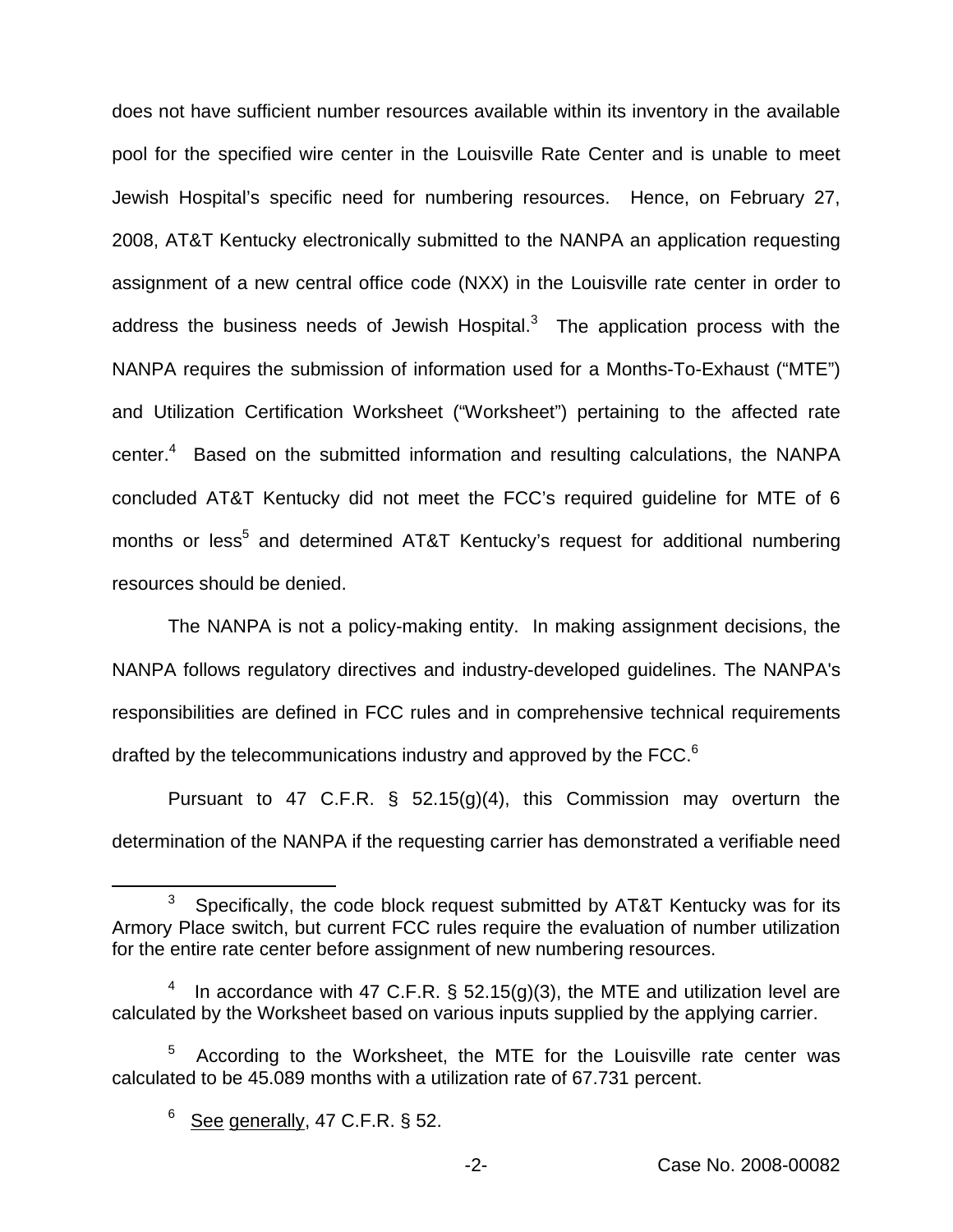does not have sufficient number resources available within its inventory in the available pool for the specified wire center in the Louisville Rate Center and is unable to meet Jewish Hospital's specific need for numbering resources. Hence, on February 27, 2008, AT&T Kentucky electronically submitted to the NANPA an application requesting assignment of a new central office code (NXX) in the Louisville rate center in order to address the business needs of Jewish Hospital.[3] The application process with the NANPA requires the submission of information used for a Months-To-Exhaust ("MTE") and Utilization Certification Worksheet ("Worksheet") pertaining to the affected rate center.[4] Based on the submitted information and resulting calculations, the NANPA concluded AT&T Kentucky did not meet the FCC's required guideline for MTE of 6 months or less[5] and determined AT&T Kentucky's request for additional numbering resources should be denied.

The NANPA is not a policy-making entity. In making assignment decisions, the NANPA follows regulatory directives and industry-developed guidelines. The NANPA's responsibilities are defined in FCC rules and in comprehensive technical requirements drafted by the telecommunications industry and approved by the FCC.[6]

Pursuant to 47 C.F.R. § 52.15(g)(4), this Commission may overturn the determination of the NANPA if the requesting carrier has demonstrated a verifiable need

---

[3] Specifically, the code block request submitted by AT&T Kentucky was for its Armory Place switch, but current FCC rules require the evaluation of number utilization for the entire rate center before assignment of new numbering resources.

[4] In accordance with 47 C.F.R. § 52.15(g)(3), the MTE and utilization level are calculated by the Worksheet based on various inputs supplied by the applying carrier.

[5] According to the Worksheet, the MTE for the Louisville rate center was calculated to be 45.089 months with a utilization rate of 67.731 percent.

[6] See generally, 47 C.F.R. § 52.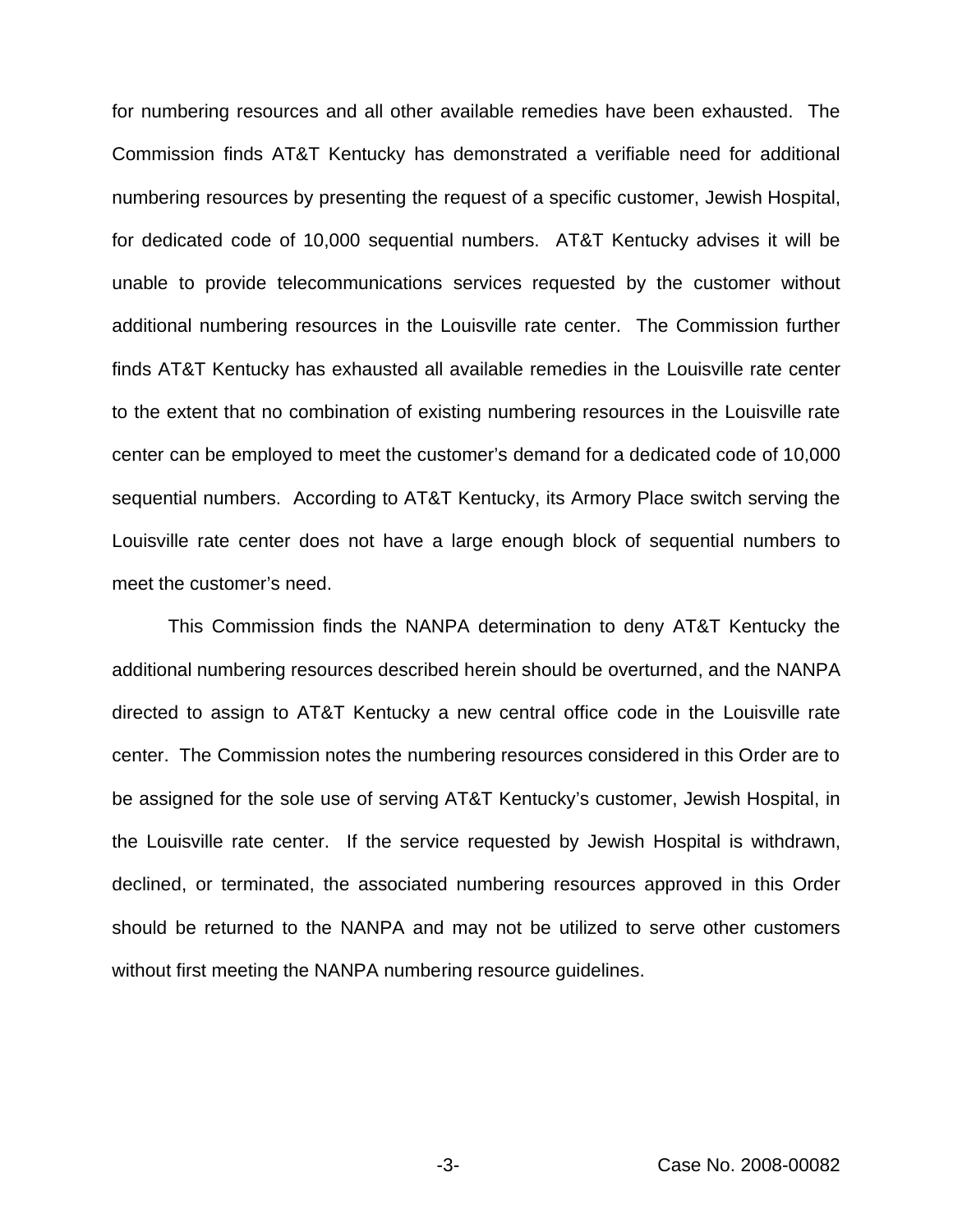for numbering resources and all other available remedies have been exhausted. The Commission finds AT&T Kentucky has demonstrated a verifiable need for additional numbering resources by presenting the request of a specific customer, Jewish Hospital, for dedicated code of 10,000 sequential numbers. AT&T Kentucky advises it will be unable to provide telecommunications services requested by the customer without additional numbering resources in the Louisville rate center. The Commission further finds AT&T Kentucky has exhausted all available remedies in the Louisville rate center to the extent that no combination of existing numbering resources in the Louisville rate center can be employed to meet the customer's demand for a dedicated code of 10,000 sequential numbers. According to AT&T Kentucky, its Armory Place switch serving the Louisville rate center does not have a large enough block of sequential numbers to meet the customer's need.

This Commission finds the NANPA determination to deny AT&T Kentucky the additional numbering resources described herein should be overturned, and the NANPA directed to assign to AT&T Kentucky a new central office code in the Louisville rate center. The Commission notes the numbering resources considered in this Order are to be assigned for the sole use of serving AT&T Kentucky's customer, Jewish Hospital, in the Louisville rate center. If the service requested by Jewish Hospital is withdrawn, declined, or terminated, the associated numbering resources approved in this Order should be returned to the NANPA and may not be utilized to serve other customers without first meeting the NANPA numbering resource guidelines.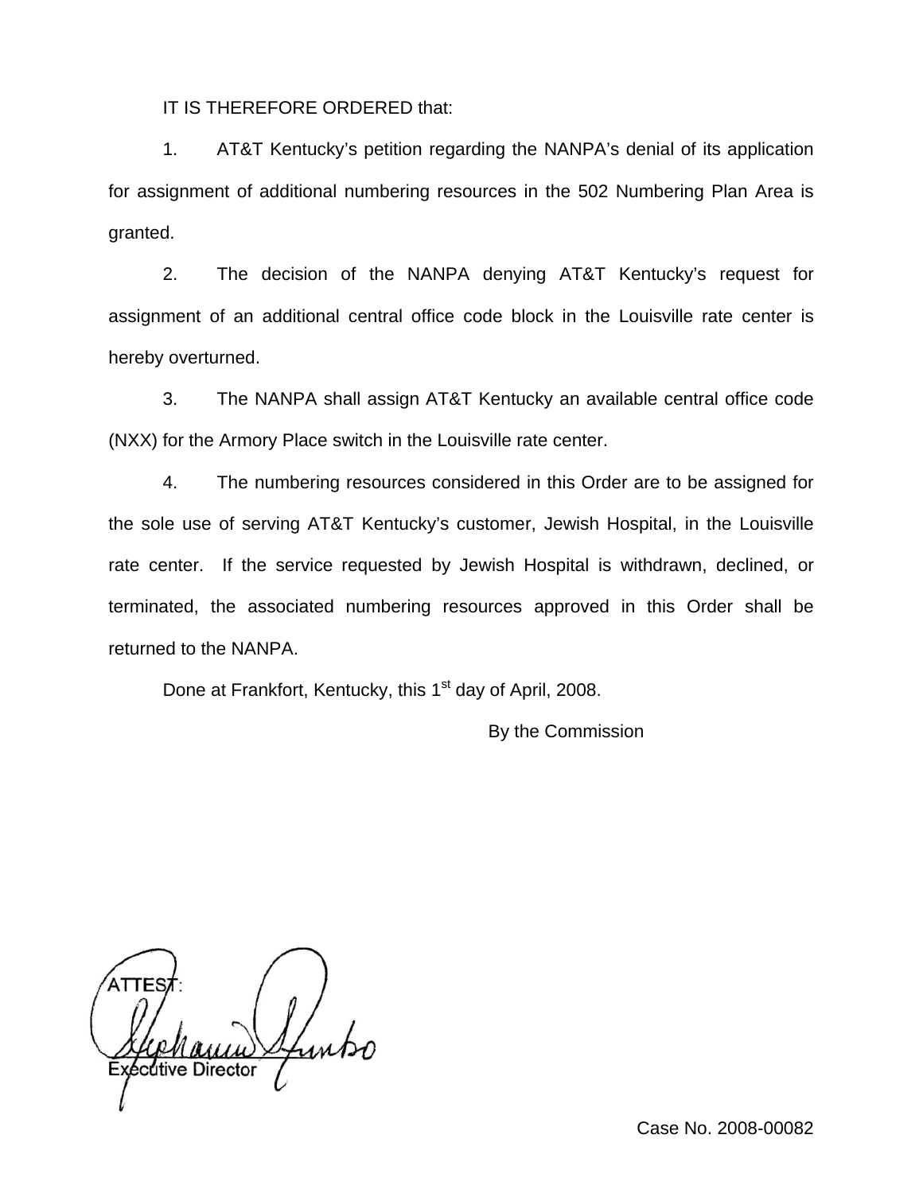IT IS THEREFORE ORDERED that:

1. AT&T Kentucky's petition regarding the NANPA's denial of its application for assignment of additional numbering resources in the 502 Numbering Plan Area is granted.

2. The decision of the NANPA denying AT&T Kentucky's request for assignment of an additional central office code block in the Louisville rate center is hereby overturned.

3. The NANPA shall assign AT&T Kentucky an available central office code (NXX) for the Armory Place switch in the Louisville rate center.

4. The numbering resources considered in this Order are to be assigned for the sole use of serving AT&T Kentucky's customer, Jewish Hospital, in the Louisville rate center. If the service requested by Jewish Hospital is withdrawn, declined, or terminated, the associated numbering resources approved in this Order shall be returned to the NANPA.

Done at Frankfort, Kentucky, this 1st day of April, 2008.

By the Commission

ATTEST:

Executive Director

Case No. 2008-00082